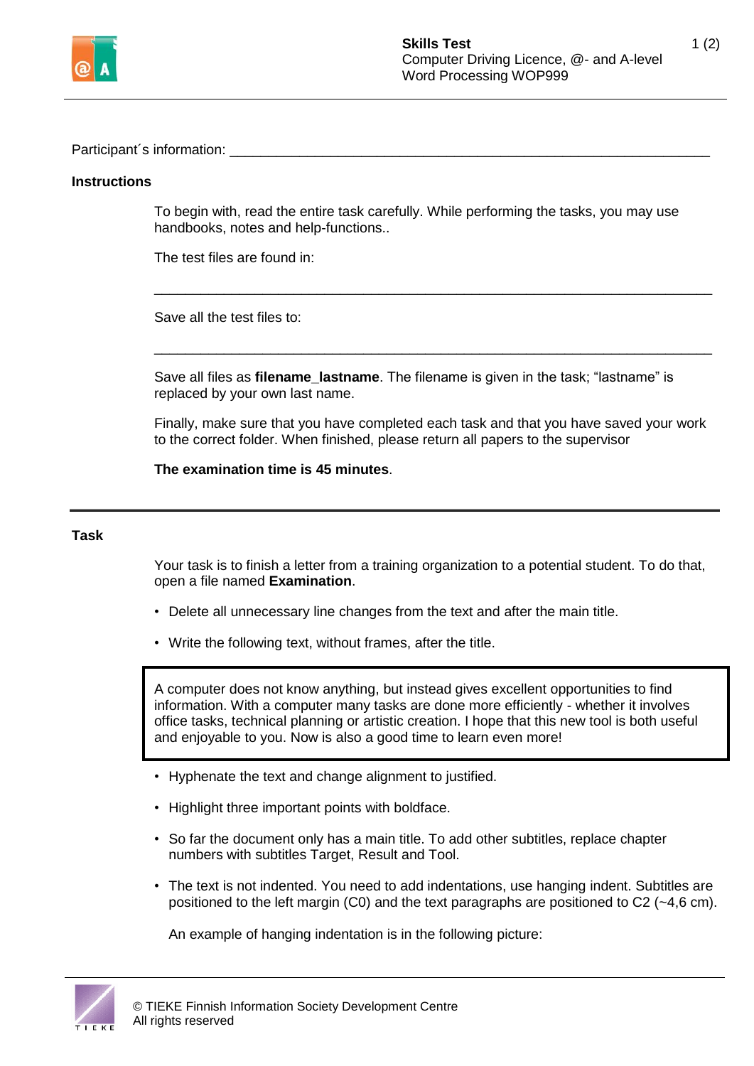Participant´s information: ___________________________________________________________

**Instructions**

To begin with, read the entire task carefully. While performing the tasks, you may use handbooks, notes and help-functions..

The test files are found in:

_______________________________________________________________________

Save all the test files to:

_______________________________________________________________________

Save all files as **filename_lastname**. The filename is given in the task; "lastname" is replaced by your own last name.

Finally, make sure that you have completed each task and that you have saved your work to the correct folder. When finished, please return all papers to the supervisor

**The examination time is 45 minutes**.

---

**Task**

Your task is to finish a letter from a training organization to a potential student. To do that, open a file named **Examination**.

- Delete all unnecessary line changes from the text and after the main title.
- Write the following text, without frames, after the title.

| A computer does not know anything, but instead gives excellent opportunities to find information. With a computer many tasks are done more efficiently - whether it involves office tasks, technical planning or artistic creation. I hope that this new tool is both useful and enjoyable to you. Now is also a good time to learn even more! |
|---|

- Hyphenate the text and change alignment to justified.
- Highlight three important points with boldface.
- So far the document only has a main title. To add other subtitles, replace chapter numbers with subtitles Target, Result and Tool.
- The text is not indented. You need to add indentations, use hanging indent. Subtitles are positioned to the left margin (C0) and the text paragraphs are positioned to C2 (~4,6 cm).

  An example of hanging indentation is in the following picture: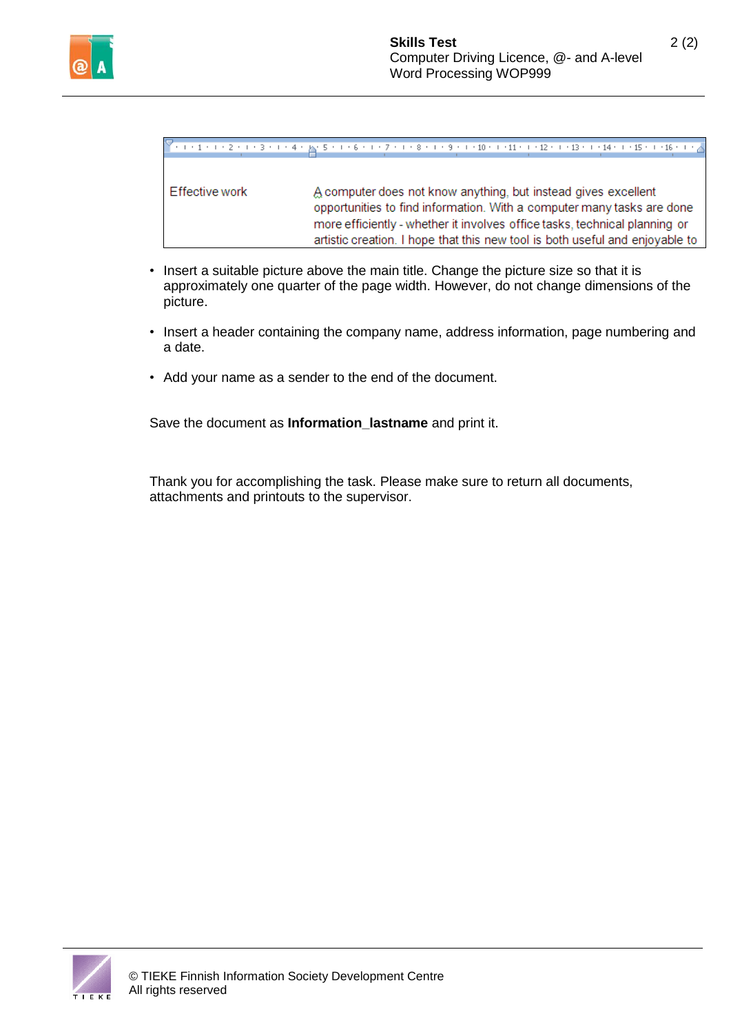Effective work

A computer does not know anything, but instead gives excellent opportunities to find information. With a computer many tasks are done more efficiently - whether it involves office tasks, technical planning or artistic creation. I hope that this new tool is both useful and enjoyable to

- Insert a suitable picture above the main title. Change the picture size so that it is approximately one quarter of the page width. However, do not change dimensions of the picture.
- Insert a header containing the company name, address information, page numbering and a date.
- Add your name as a sender to the end of the document.

Save the document as **Information_lastname** and print it.

Thank you for accomplishing the task. Please make sure to return all documents, attachments and printouts to the supervisor.